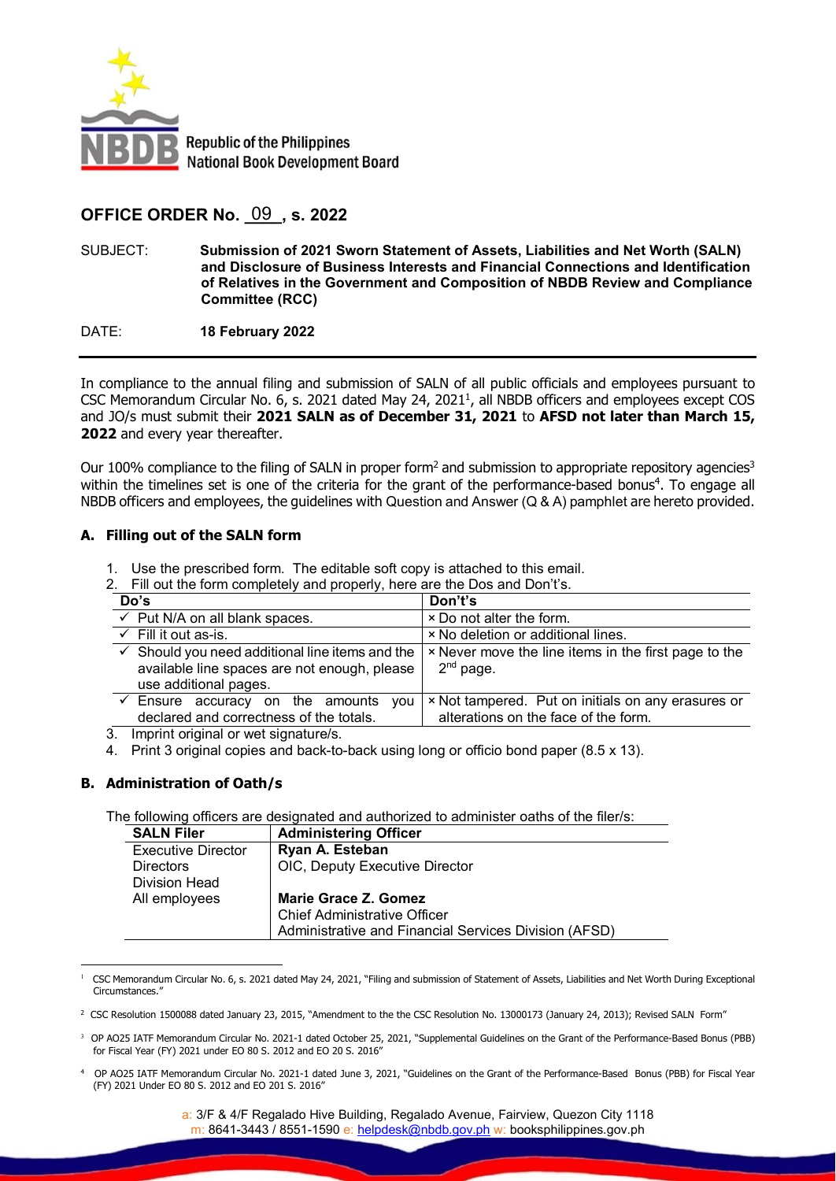Republic of the Philippines
National Book Development Board

## OFFICE ORDER No. 09, s. 2022

SUBJECT: **Submission of 2021 Sworn Statement of Assets, Liabilities and Net Worth (SALN) and Disclosure of Business Interests and Financial Connections and Identification of Relatives in the Government and Composition of NBDB Review and Compliance Committee (RCC)**

DATE: **18 February 2022**

---

In compliance to the annual filing and submission of SALN of all public officials and employees pursuant to CSC Memorandum Circular No. 6, s. 2021 dated May 24, 2021[1], all NBDB officers and employees except COS and JO/s must submit their **2021 SALN as of December 31, 2021** to **AFSD not later than March 15, 2022** and every year thereafter.

Our 100% compliance to the filing of SALN in proper form[2] and submission to appropriate repository agencies[3] within the timelines set is one of the criteria for the grant of the performance-based bonus[4]. To engage all NBDB officers and employees, the guidelines with Question and Answer (Q & A) pamphlet are hereto provided.

### A. Filling out of the SALN form

1. Use the prescribed form. The editable soft copy is attached to this email.
2. Fill out the form completely and properly, here are the Dos and Don't's.

| Do's | Don't's |
|---|---|
| ✓ Put N/A on all blank spaces. | × Do not alter the form. |
| ✓ Fill it out as-is. | × No deletion or additional lines. |
| ✓ Should you need additional line items and the available line spaces are not enough, please use additional pages. | × Never move the line items in the first page to the 2nd page. |
| ✓ Ensure accuracy on the amounts you declared and correctness of the totals. | × Not tampered. Put on initials on any erasures or alterations on the face of the form. |

3. Imprint original or wet signature/s.
4. Print 3 original copies and back-to-back using long or officio bond paper (8.5 x 13).

### B. Administration of Oath/s

The following officers are designated and authorized to administer oaths of the filer/s:

| SALN Filer | Administering Officer |
|---|---|
| Executive Director<br>Directors<br>Division Head | **Ryan A. Esteban**<br>OIC, Deputy Executive Director |
| All employees | **Marie Grace Z. Gomez**<br>Chief Administrative Officer<br>Administrative and Financial Services Division (AFSD) |

---

[1] CSC Memorandum Circular No. 6, s. 2021 dated May 24, 2021, "Filing and submission of Statement of Assets, Liabilities and Net Worth During Exceptional Circumstances."

[2] CSC Resolution 1500088 dated January 23, 2015, "Amendment to the the CSC Resolution No. 13000173 (January 24, 2013); Revised SALN Form"

[3] OP AO25 IATF Memorandum Circular No. 2021-1 dated October 25, 2021, "Supplemental Guidelines on the Grant of the Performance-Based Bonus (PBB) for Fiscal Year (FY) 2021 under EO 80 S. 2012 and EO 20 S. 2016"

[4] OP AO25 IATF Memorandum Circular No. 2021-1 dated June 3, 2021, "Guidelines on the Grant of the Performance-Based Bonus (PBB) for Fiscal Year (FY) 2021 Under EO 80 S. 2012 and EO 201 S. 2016"

a: 3/F & 4/F Regalado Hive Building, Regalado Avenue, Fairview, Quezon City 1118
m: 8641-3443 / 8551-1590 e: helpdesk@nbdb.gov.ph w: booksphilippines.gov.ph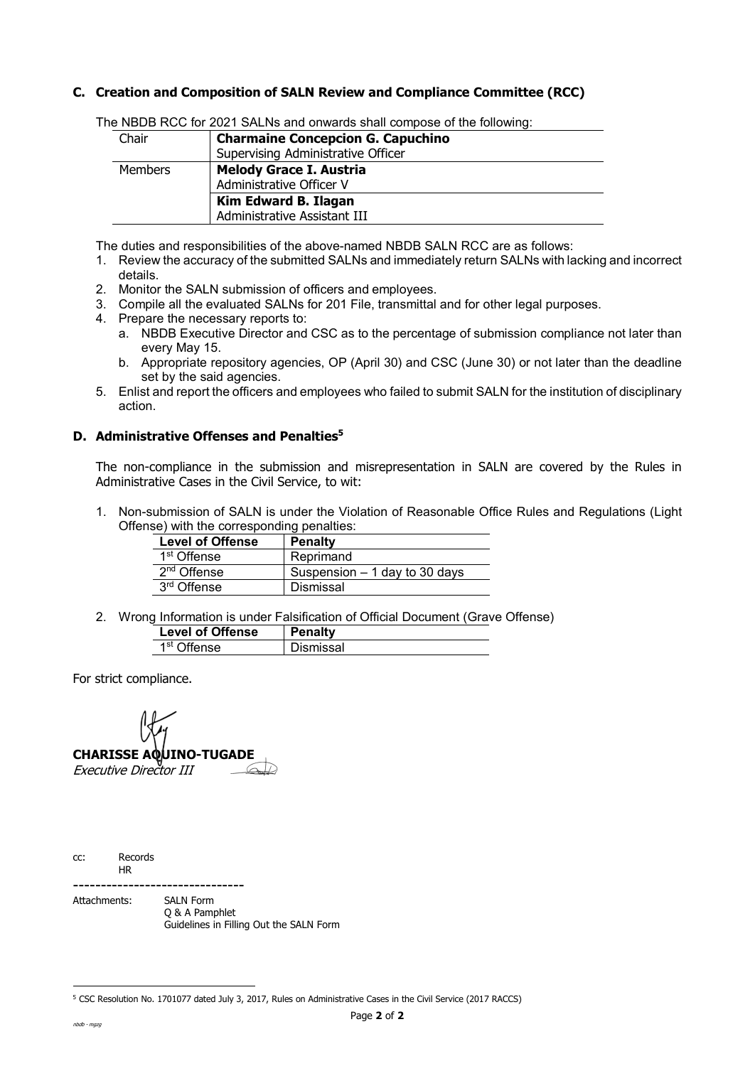### C. Creation and Composition of SALN Review and Compliance Committee (RCC)

The NBDB RCC for 2021 SALNs and onwards shall compose of the following:

| | |
|---|---|
| Chair | **Charmaine Concepcion G. Capuchino**<br>Supervising Administrative Officer |
| Members | **Melody Grace I. Austria**<br>Administrative Officer V |
| | **Kim Edward B. Ilagan**<br>Administrative Assistant III |

The duties and responsibilities of the above-named NBDB SALN RCC are as follows:

1. Review the accuracy of the submitted SALNs and immediately return SALNs with lacking and incorrect details.
2. Monitor the SALN submission of officers and employees.
3. Compile all the evaluated SALNs for 201 File, transmittal and for other legal purposes.
4. Prepare the necessary reports to:
   a. NBDB Executive Director and CSC as to the percentage of submission compliance not later than every May 15.
   b. Appropriate repository agencies, OP (April 30) and CSC (June 30) or not later than the deadline set by the said agencies.
5. Enlist and report the officers and employees who failed to submit SALN for the institution of disciplinary action.

### D. Administrative Offenses and Penalties[5]

The non-compliance in the submission and misrepresentation in SALN are covered by the Rules in Administrative Cases in the Civil Service, to wit:

1. Non-submission of SALN is under the Violation of Reasonable Office Rules and Regulations (Light Offense) with the corresponding penalties:

| Level of Offense | Penalty |
|---|---|
| 1st Offense | Reprimand |
| 2nd Offense | Suspension – 1 day to 30 days |
| 3rd Offense | Dismissal |

2. Wrong Information is under Falsification of Official Document (Grave Offense)

| Level of Offense | Penalty |
|---|---|
| 1st Offense | Dismissal |

For strict compliance.

**CHARISSE AQUINO-TUGADE**
*Executive Director III*

cc: Records
HR

-------------------------------

Attachments: SALN Form
Q & A Pamphlet
Guidelines in Filling Out the SALN Form

[5] CSC Resolution No. 1701077 dated July 3, 2017, Rules on Administrative Cases in the Civil Service (2017 RACCS)